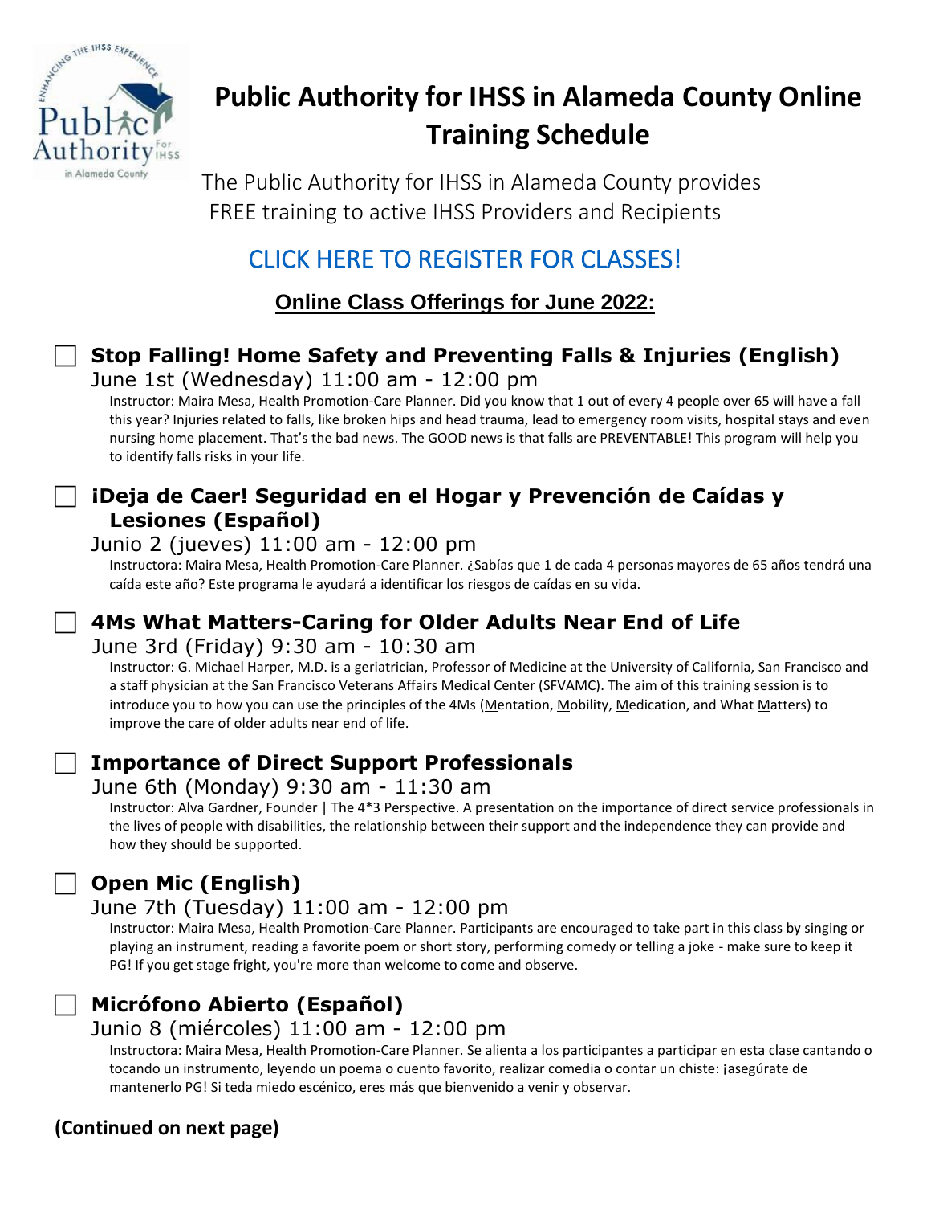# Public Authority for IHSS in Alameda County Online Training Schedule

The Public Authority for IHSS in Alameda County provides FREE training to active IHSS Providers and Recipients

## CLICK HERE TO REGISTER FOR CLASSES!

## Online Class Offerings for June 2022:

☐ **Stop Falling! Home Safety and Preventing Falls & Injuries (English)**
June 1st (Wednesday) 11:00 am - 12:00 pm
Instructor: Maira Mesa, Health Promotion-Care Planner. Did you know that 1 out of every 4 people over 65 will have a fall this year? Injuries related to falls, like broken hips and head trauma, lead to emergency room visits, hospital stays and even nursing home placement. That's the bad news. The GOOD news is that falls are PREVENTABLE! This program will help you to identify falls risks in your life.

☐ **¡Deja de Caer! Seguridad en el Hogar y Prevención de Caídas y Lesiones (Español)**
Junio 2 (jueves) 11:00 am - 12:00 pm
Instructora: Maira Mesa, Health Promotion-Care Planner. ¿Sabías que 1 de cada 4 personas mayores de 65 años tendrá una caída este año? Este programa le ayudará a identificar los riesgos de caídas en su vida.

☐ **4Ms What Matters-Caring for Older Adults Near End of Life**
June 3rd (Friday) 9:30 am - 10:30 am
Instructor: G. Michael Harper, M.D. is a geriatrician, Professor of Medicine at the University of California, San Francisco and a staff physician at the San Francisco Veterans Affairs Medical Center (SFVAMC). The aim of this training session is to introduce you to how you can use the principles of the 4Ms (Mentation, Mobility, Medication, and What Matters) to improve the care of older adults near end of life.

☐ **Importance of Direct Support Professionals**
June 6th (Monday) 9:30 am - 11:30 am
Instructor: Alva Gardner, Founder | The 4*3 Perspective. A presentation on the importance of direct service professionals in the lives of people with disabilities, the relationship between their support and the independence they can provide and how they should be supported.

☐ **Open Mic (English)**
June 7th (Tuesday) 11:00 am - 12:00 pm
Instructor: Maira Mesa, Health Promotion-Care Planner. Participants are encouraged to take part in this class by singing or playing an instrument, reading a favorite poem or short story, performing comedy or telling a joke - make sure to keep it PG! If you get stage fright, you're more than welcome to come and observe.

☐ **Micrófono Abierto (Español)**
Junio 8 (miércoles) 11:00 am - 12:00 pm
Instructora: Maira Mesa, Health Promotion-Care Planner. Se alienta a los participantes a participar en esta clase cantando o tocando un instrumento, leyendo un poema o cuento favorito, realizar comedia o contar un chiste: ¡asegúrate de mantenerlo PG! Si teda miedo escénico, eres más que bienvenido a venir y observar.

**(Continued on next page)**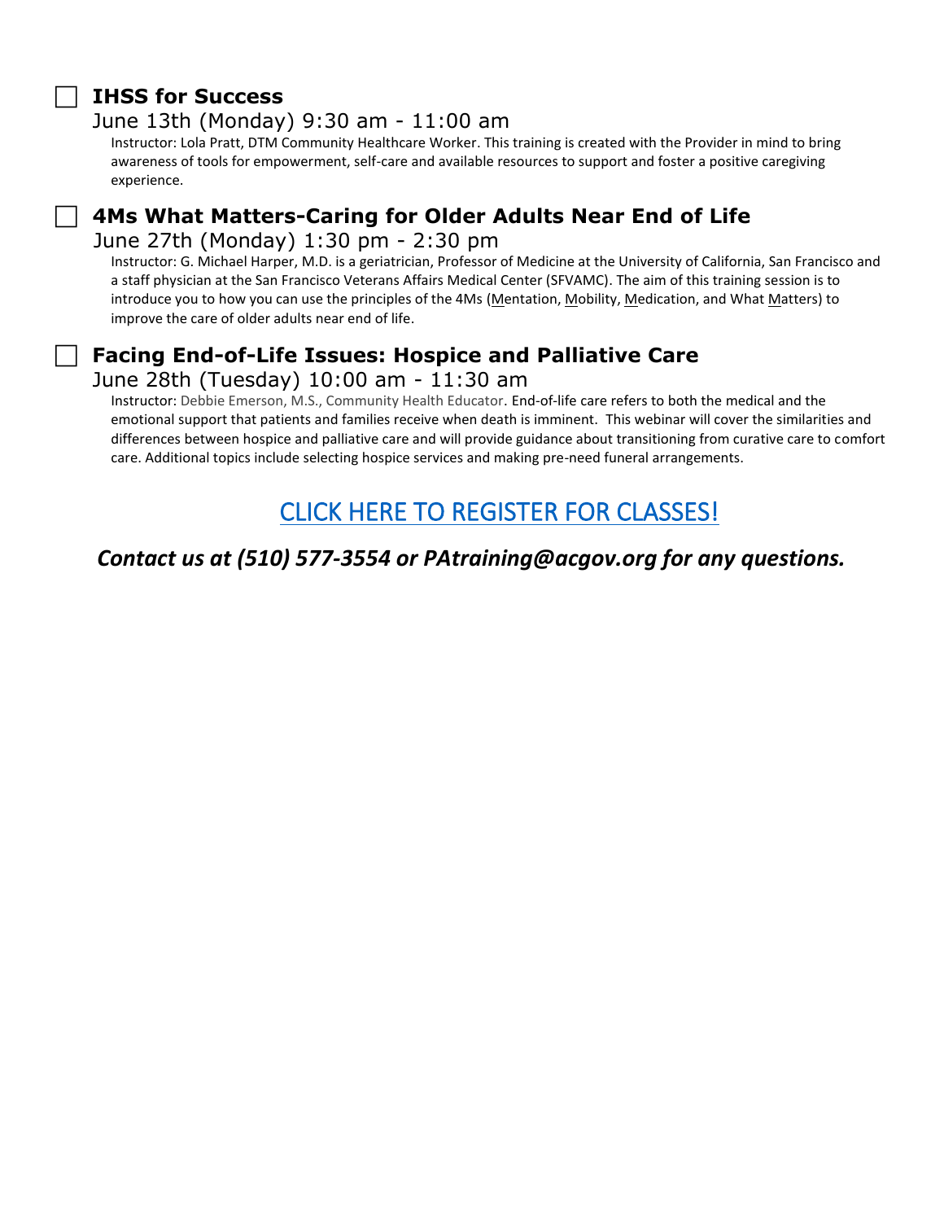- [ ] **IHSS for Success**

June 13th (Monday) 9:30 am - 11:00 am

Instructor: Lola Pratt, DTM Community Healthcare Worker. This training is created with the Provider in mind to bring awareness of tools for empowerment, self-care and available resources to support and foster a positive caregiving experience.

- [ ] **4Ms What Matters-Caring for Older Adults Near End of Life**

June 27th (Monday) 1:30 pm - 2:30 pm

Instructor: G. Michael Harper, M.D. is a geriatrician, Professor of Medicine at the University of California, San Francisco and a staff physician at the San Francisco Veterans Affairs Medical Center (SFVAMC). The aim of this training session is to introduce you to how you can use the principles of the 4Ms (Mentation, Mobility, Medication, and What Matters) to improve the care of older adults near end of life.

- [ ] **Facing End-of-Life Issues: Hospice and Palliative Care**

June 28th (Tuesday) 10:00 am - 11:30 am

Instructor: Debbie Emerson, M.S., Community Health Educator. End-of-life care refers to both the medical and the emotional support that patients and families receive when death is imminent. This webinar will cover the similarities and differences between hospice and palliative care and will provide guidance about transitioning from curative care to comfort care. Additional topics include selecting hospice services and making pre-need funeral arrangements.

CLICK HERE TO REGISTER FOR CLASSES!

***Contact us at (510) 577-3554 or PAtraining@acgov.org for any questions.***